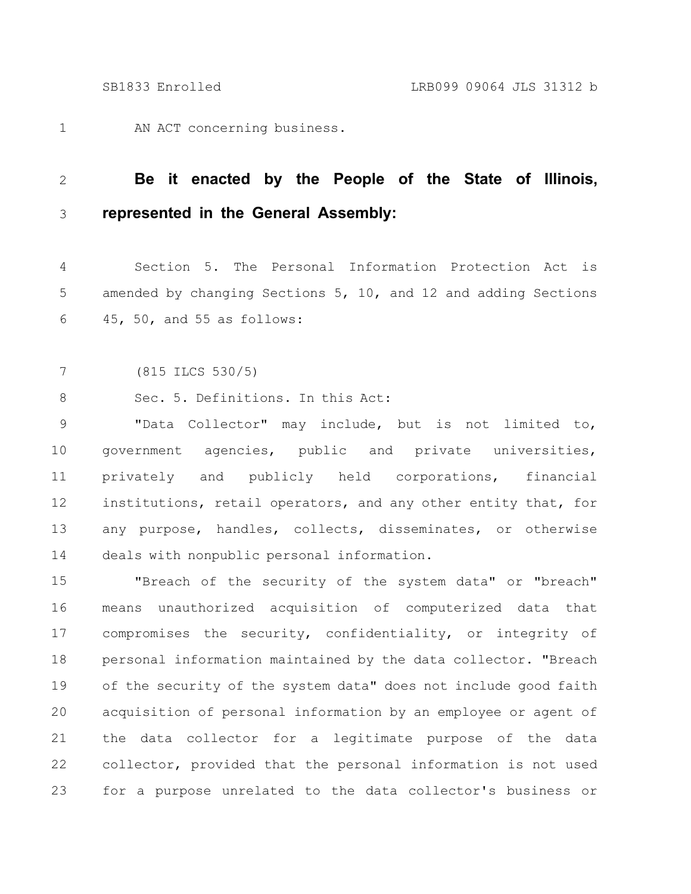AN ACT concerning business.

**Be it enacted by the People of the State of Illinois, represented in the General Assembly:**

Section 5. The Personal Information Protection Act is amended by changing Sections 5, 10, and 12 and adding Sections 45, 50, and 55 as follows:

(815 ILCS 530/5)

Sec. 5. Definitions. In this Act:

"Data Collector" may include, but is not limited to, government agencies, public and private universities, privately and publicly held corporations, financial institutions, retail operators, and any other entity that, for any purpose, handles, collects, disseminates, or otherwise deals with nonpublic personal information.

"Breach of the security of the system data" or "breach" means unauthorized acquisition of computerized data that compromises the security, confidentiality, or integrity of personal information maintained by the data collector. "Breach of the security of the system data" does not include good faith acquisition of personal information by an employee or agent of the data collector for a legitimate purpose of the data collector, provided that the personal information is not used for a purpose unrelated to the data collector's business or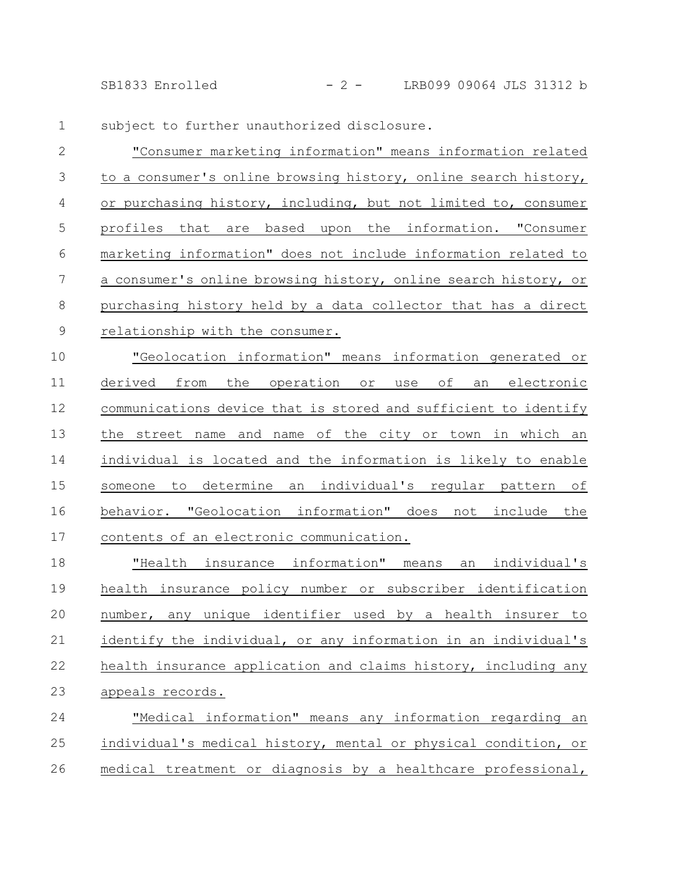subject to further unauthorized disclosure.

"Consumer marketing information" means information related to a consumer's online browsing history, online search history, or purchasing history, including, but not limited to, consumer profiles that are based upon the information. "Consumer marketing information" does not include information related to a consumer's online browsing history, online search history, or purchasing history held by a data collector that has a direct relationship with the consumer.

"Geolocation information" means information generated or derived from the operation or use of an electronic communications device that is stored and sufficient to identify the street name and name of the city or town in which an individual is located and the information is likely to enable someone to determine an individual's regular pattern of behavior. "Geolocation information" does not include the contents of an electronic communication.

"Health insurance information" means an individual's health insurance policy number or subscriber identification number, any unique identifier used by a health insurer to identify the individual, or any information in an individual's health insurance application and claims history, including any appeals records.

"Medical information" means any information regarding an individual's medical history, mental or physical condition, or medical treatment or diagnosis by a healthcare professional,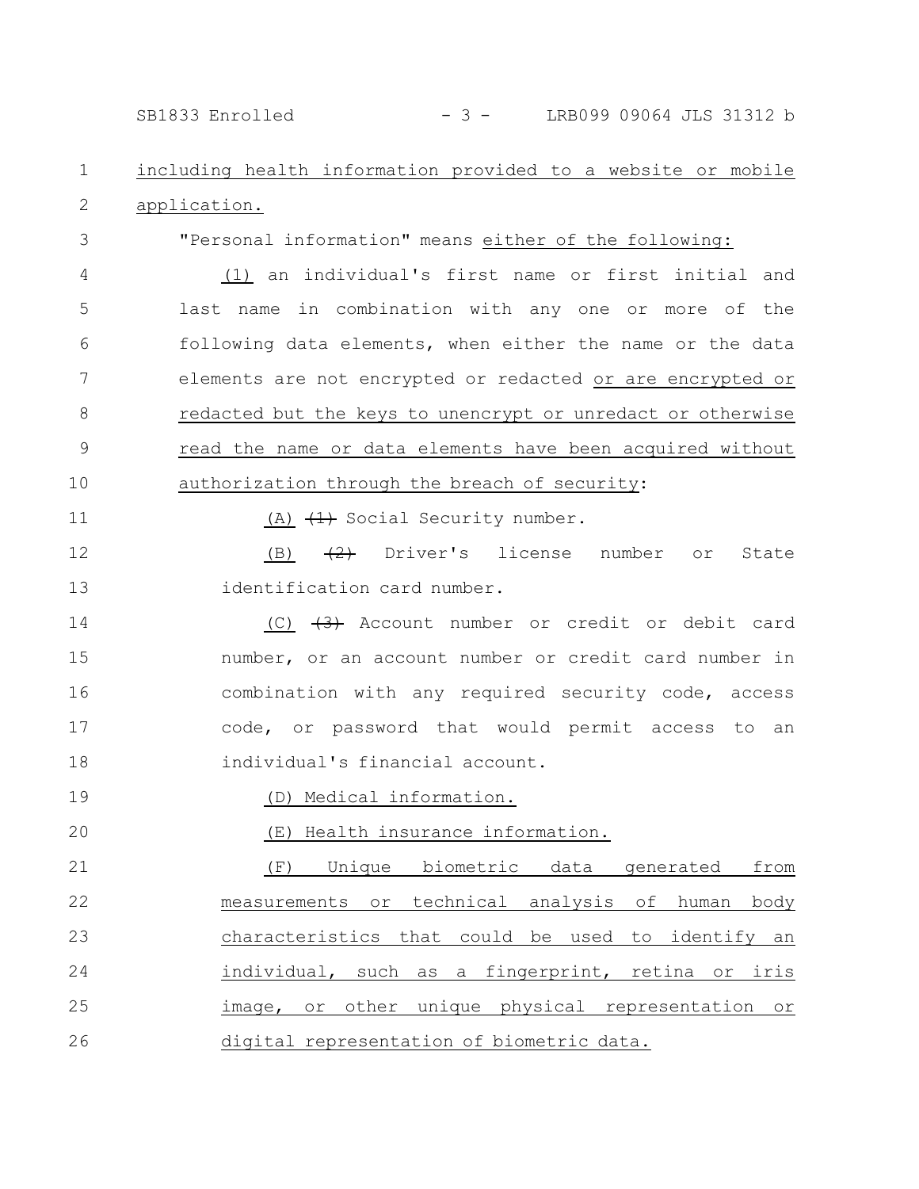including health information provided to a website or mobile application.

"Personal information" means either of the following:

(1) an individual's first name or first initial and last name in combination with any one or more of the following data elements, when either the name or the data elements are not encrypted or redacted or are encrypted or redacted but the keys to unencrypt or unredact or otherwise read the name or data elements have been acquired without authorization through the breach of security:

(A) ~~(1)~~ Social Security number.

(B) ~~(2)~~ Driver's license number or State identification card number.

(C) ~~(3)~~ Account number or credit or debit card number, or an account number or credit card number in combination with any required security code, access code, or password that would permit access to an individual's financial account.

(D) Medical information.

(E) Health insurance information.

(F) Unique biometric data generated from measurements or technical analysis of human body characteristics that could be used to identify an individual, such as a fingerprint, retina or iris image, or other unique physical representation or digital representation of biometric data.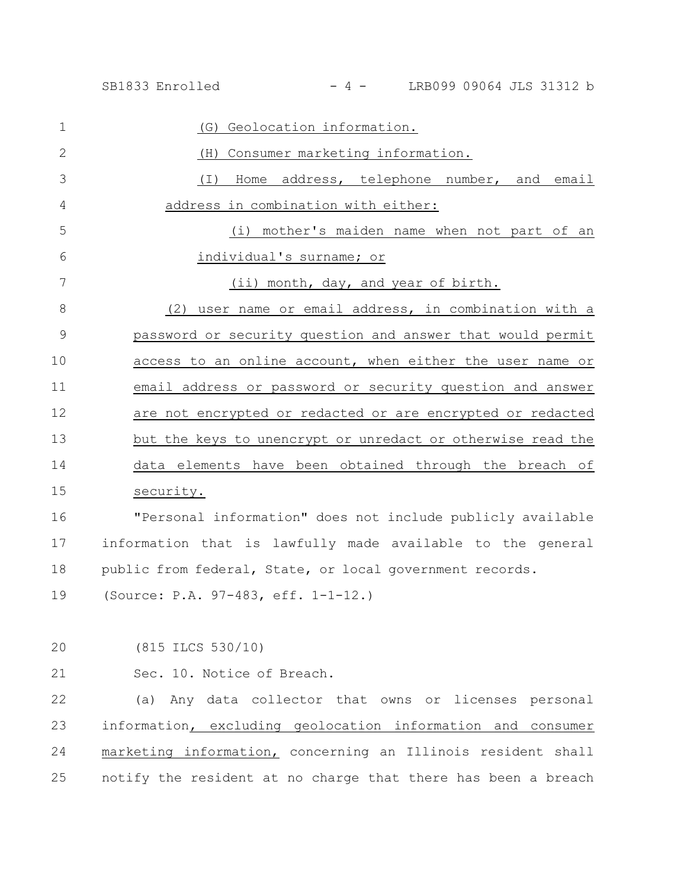(G) Geolocation information.

(H) Consumer marketing information.

(I) Home address, telephone number, and email address in combination with either:

(i) mother's maiden name when not part of an individual's surname; or

(ii) month, day, and year of birth.

(2) user name or email address, in combination with a password or security question and answer that would permit access to an online account, when either the user name or email address or password or security question and answer are not encrypted or redacted or are encrypted or redacted but the keys to unencrypt or unredact or otherwise read the data elements have been obtained through the breach of security.

"Personal information" does not include publicly available information that is lawfully made available to the general public from federal, State, or local government records.

(Source: P.A. 97-483, eff. 1-1-12.)

(815 ILCS 530/10)

Sec. 10. Notice of Breach.

(a) Any data collector that owns or licenses personal information, excluding geolocation information and consumer marketing information, concerning an Illinois resident shall notify the resident at no charge that there has been a breach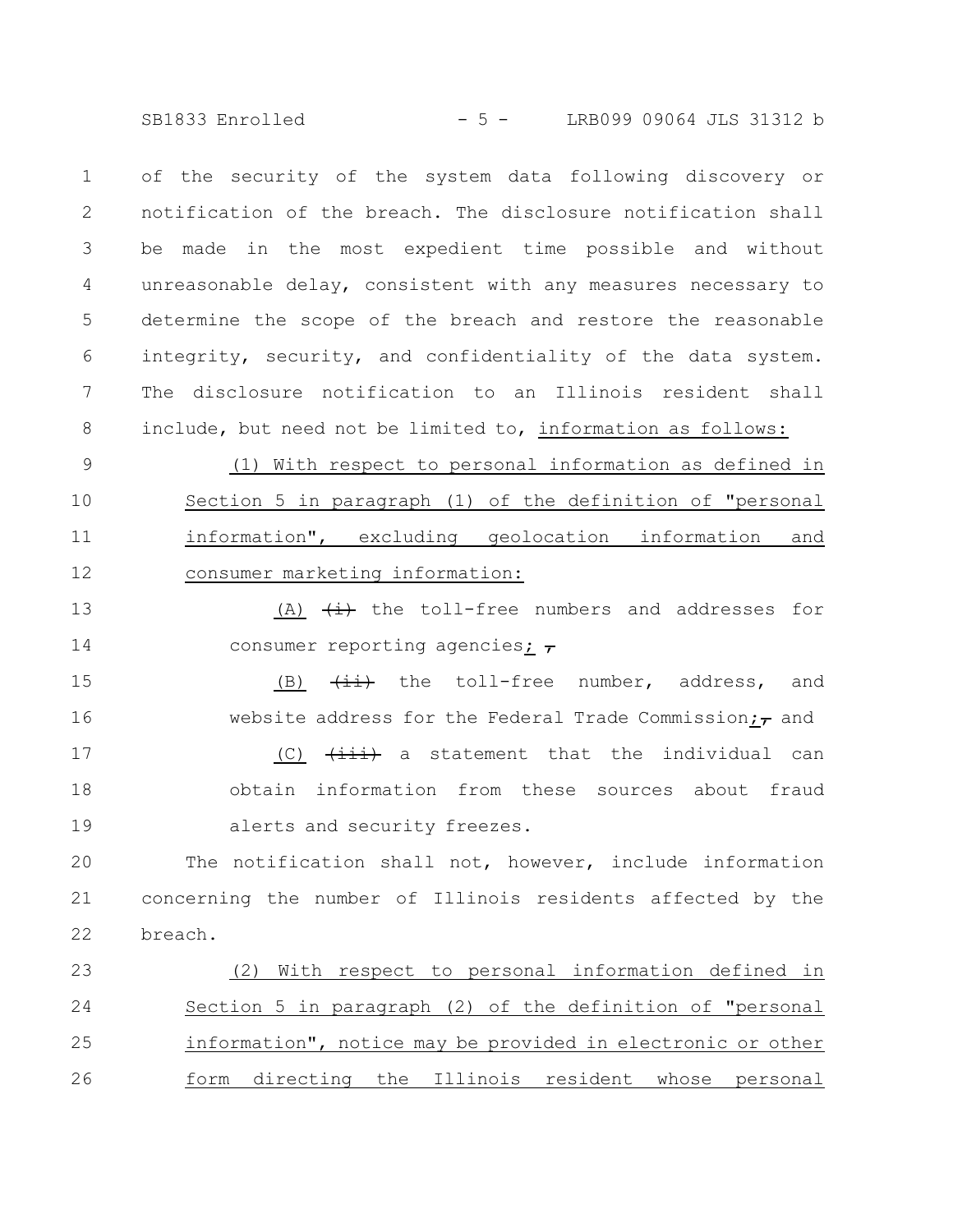of the security of the system data following discovery or notification of the breach. The disclosure notification shall be made in the most expedient time possible and without unreasonable delay, consistent with any measures necessary to determine the scope of the breach and restore the reasonable integrity, security, and confidentiality of the data system. The disclosure notification to an Illinois resident shall include, but need not be limited to, information as follows:

(1) With respect to personal information as defined in Section 5 in paragraph (1) of the definition of "personal information", excluding geolocation information and consumer marketing information:

(A) (i) the toll-free numbers and addresses for consumer reporting agencies; ,

(B) (ii) the toll-free number, address, and website address for the Federal Trade Commission;, and

(C) (iii) a statement that the individual can obtain information from these sources about fraud alerts and security freezes.

The notification shall not, however, include information concerning the number of Illinois residents affected by the breach.

(2) With respect to personal information defined in Section 5 in paragraph (2) of the definition of "personal information", notice may be provided in electronic or other form directing the Illinois resident whose personal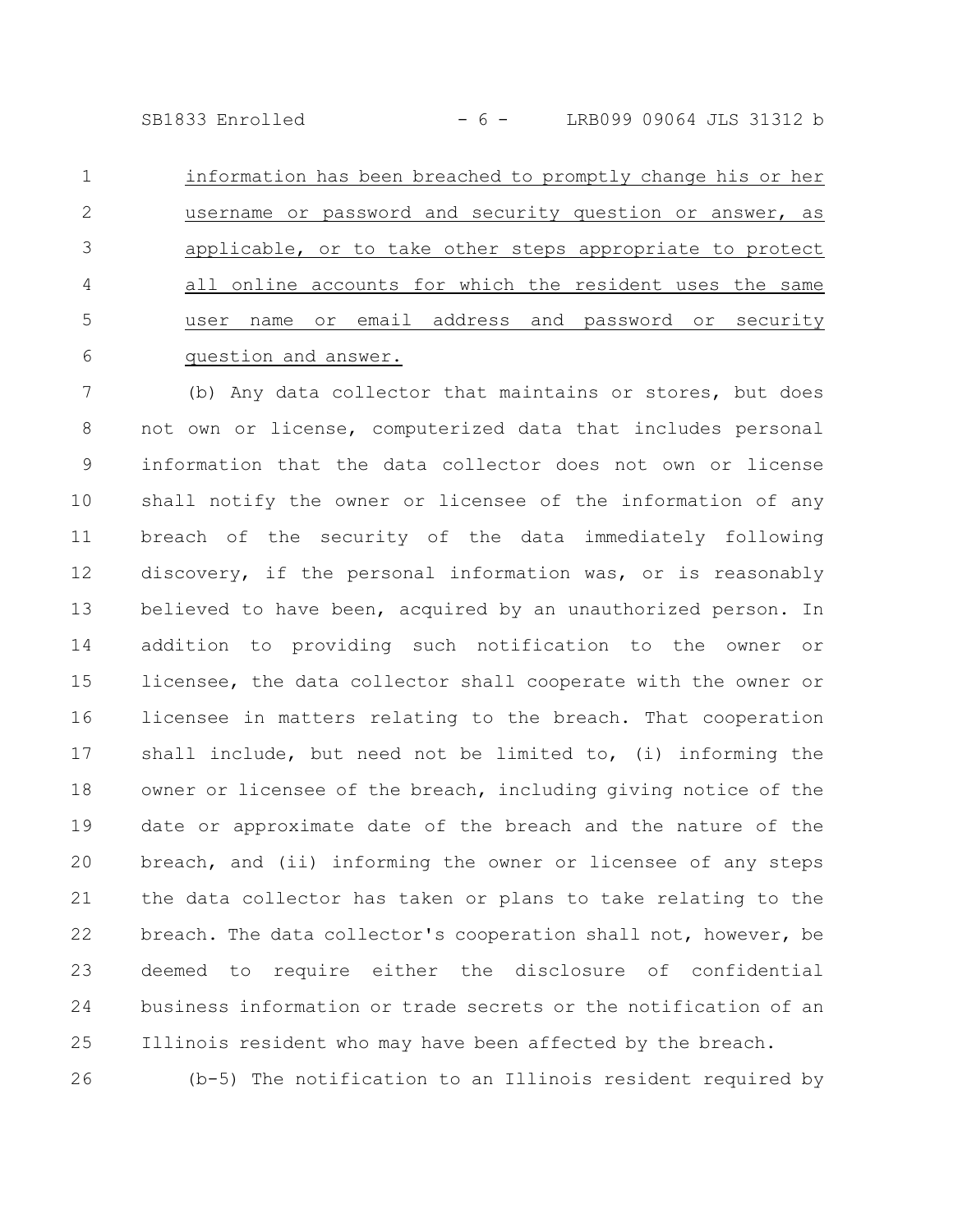information has been breached to promptly change his or her username or password and security question or answer, as applicable, or to take other steps appropriate to protect all online accounts for which the resident uses the same user name or email address and password or security question and answer.

(b) Any data collector that maintains or stores, but does not own or license, computerized data that includes personal information that the data collector does not own or license shall notify the owner or licensee of the information of any breach of the security of the data immediately following discovery, if the personal information was, or is reasonably believed to have been, acquired by an unauthorized person. In addition to providing such notification to the owner or licensee, the data collector shall cooperate with the owner or licensee in matters relating to the breach. That cooperation shall include, but need not be limited to, (i) informing the owner or licensee of the breach, including giving notice of the date or approximate date of the breach and the nature of the breach, and (ii) informing the owner or licensee of any steps the data collector has taken or plans to take relating to the breach. The data collector's cooperation shall not, however, be deemed to require either the disclosure of confidential business information or trade secrets or the notification of an Illinois resident who may have been affected by the breach.

(b-5) The notification to an Illinois resident required by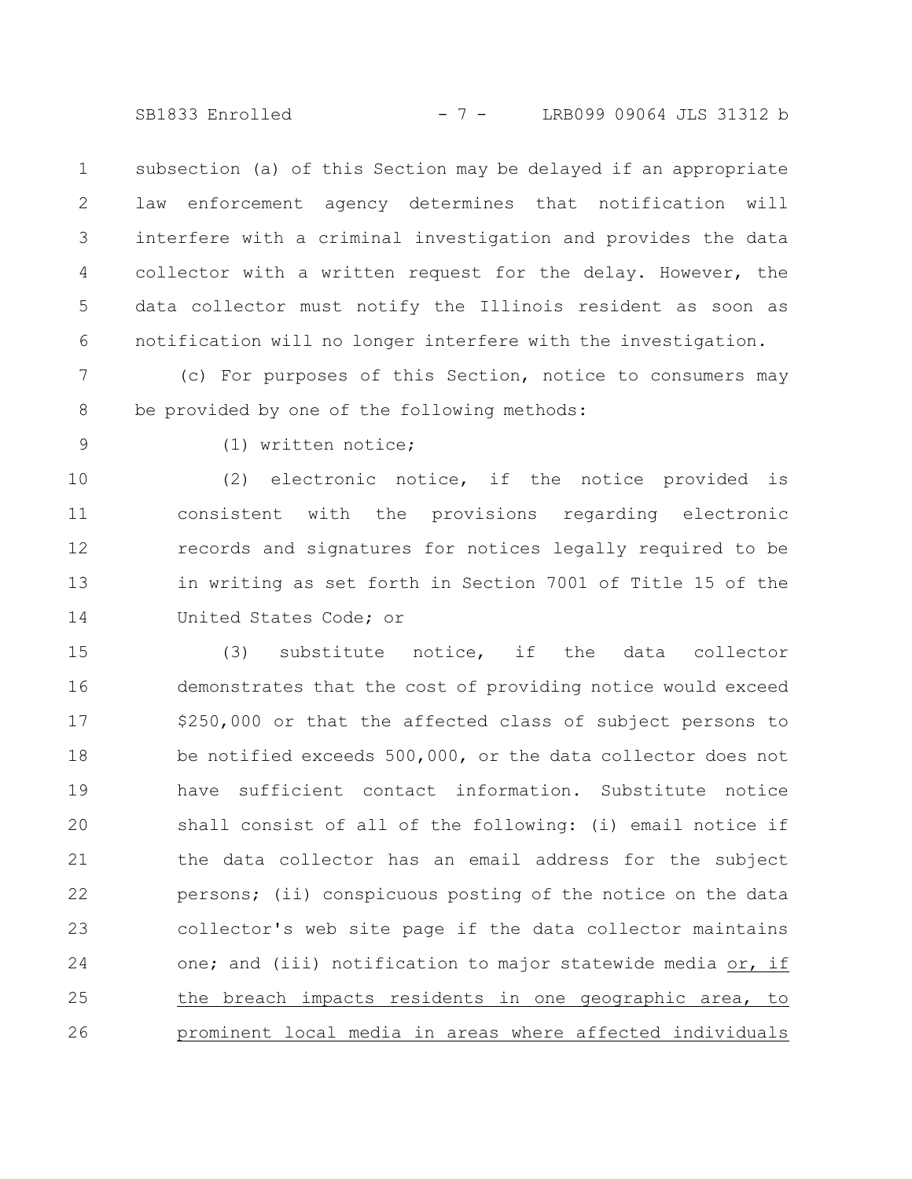subsection (a) of this Section may be delayed if an appropriate law enforcement agency determines that notification will interfere with a criminal investigation and provides the data collector with a written request for the delay. However, the data collector must notify the Illinois resident as soon as notification will no longer interfere with the investigation.

(c) For purposes of this Section, notice to consumers may be provided by one of the following methods:

(1) written notice;

(2) electronic notice, if the notice provided is consistent with the provisions regarding electronic records and signatures for notices legally required to be in writing as set forth in Section 7001 of Title 15 of the United States Code; or

(3) substitute notice, if the data collector demonstrates that the cost of providing notice would exceed \$250,000 or that the affected class of subject persons to be notified exceeds 500,000, or the data collector does not have sufficient contact information. Substitute notice shall consist of all of the following: (i) email notice if the data collector has an email address for the subject persons; (ii) conspicuous posting of the notice on the data collector's web site page if the data collector maintains one; and (iii) notification to major statewide media or, if the breach impacts residents in one geographic area, to prominent local media in areas where affected individuals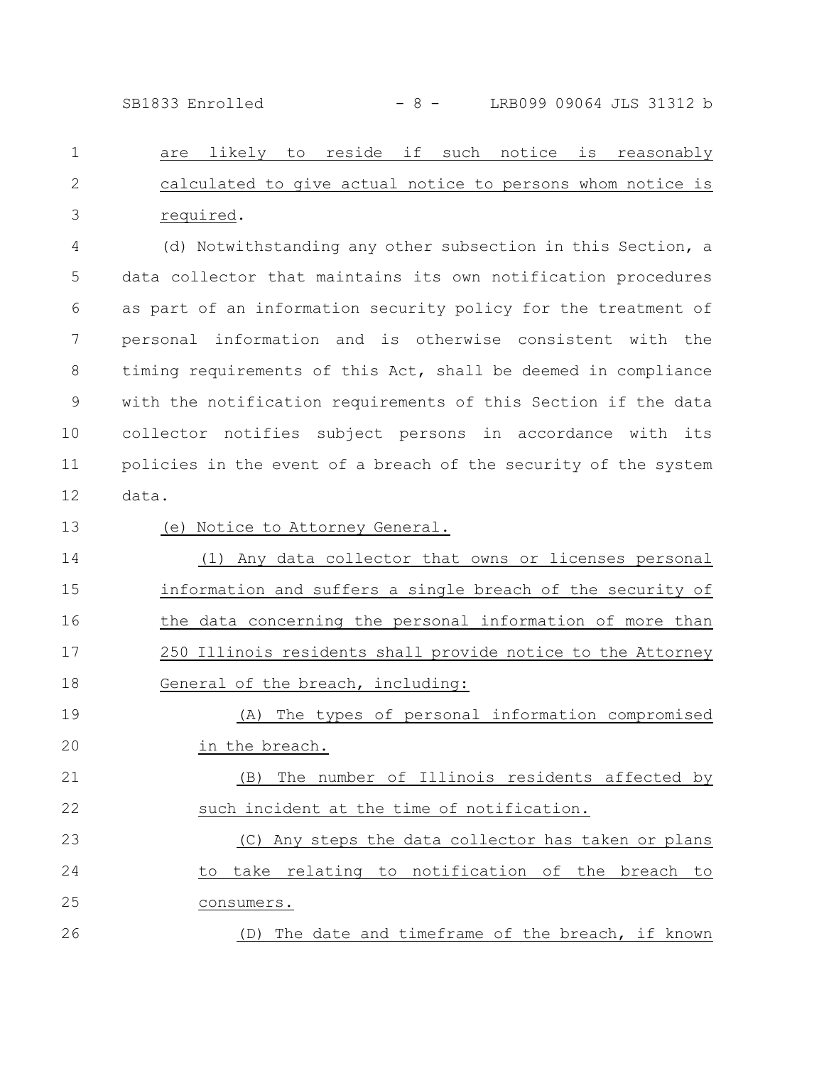are likely to reside if such notice is reasonably calculated to give actual notice to persons whom notice is required.

(d) Notwithstanding any other subsection in this Section, a data collector that maintains its own notification procedures as part of an information security policy for the treatment of personal information and is otherwise consistent with the timing requirements of this Act, shall be deemed in compliance with the notification requirements of this Section if the data collector notifies subject persons in accordance with its policies in the event of a breach of the security of the system data.

(e) Notice to Attorney General.

(1) Any data collector that owns or licenses personal information and suffers a single breach of the security of the data concerning the personal information of more than 250 Illinois residents shall provide notice to the Attorney General of the breach, including:

(A) The types of personal information compromised in the breach.

(B) The number of Illinois residents affected by such incident at the time of notification.

(C) Any steps the data collector has taken or plans to take relating to notification of the breach to consumers.

(D) The date and timeframe of the breach, if known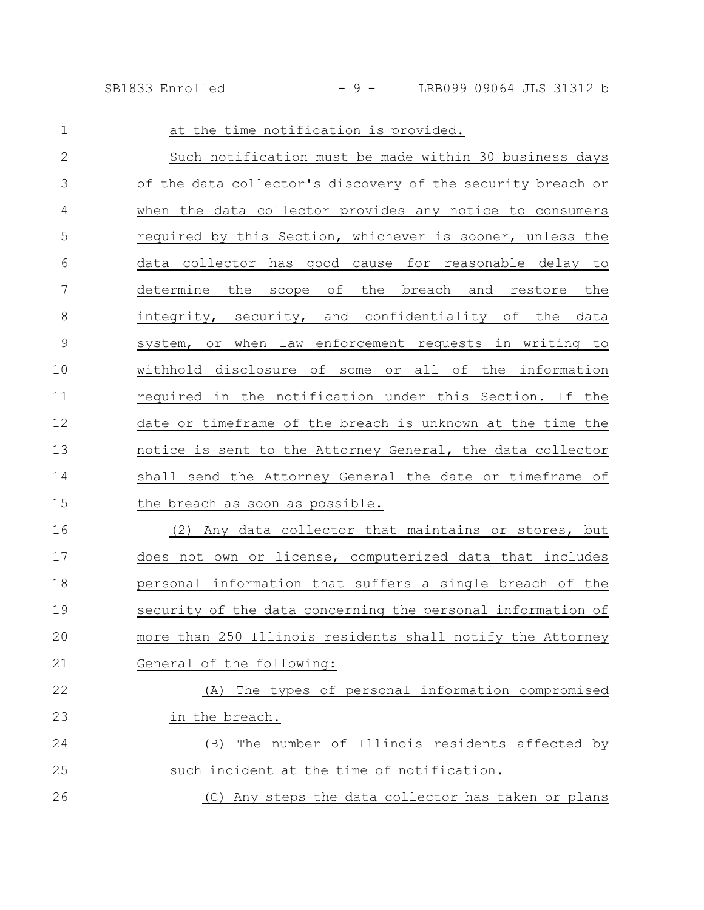at the time notification is provided.

Such notification must be made within 30 business days of the data collector's discovery of the security breach or when the data collector provides any notice to consumers required by this Section, whichever is sooner, unless the data collector has good cause for reasonable delay to determine the scope of the breach and restore the integrity, security, and confidentiality of the data system, or when law enforcement requests in writing to withhold disclosure of some or all of the information required in the notification under this Section. If the date or timeframe of the breach is unknown at the time the notice is sent to the Attorney General, the data collector shall send the Attorney General the date or timeframe of the breach as soon as possible.

(2) Any data collector that maintains or stores, but does not own or license, computerized data that includes personal information that suffers a single breach of the security of the data concerning the personal information of more than 250 Illinois residents shall notify the Attorney General of the following:

(A) The types of personal information compromised in the breach.

(B) The number of Illinois residents affected by such incident at the time of notification.

(C) Any steps the data collector has taken or plans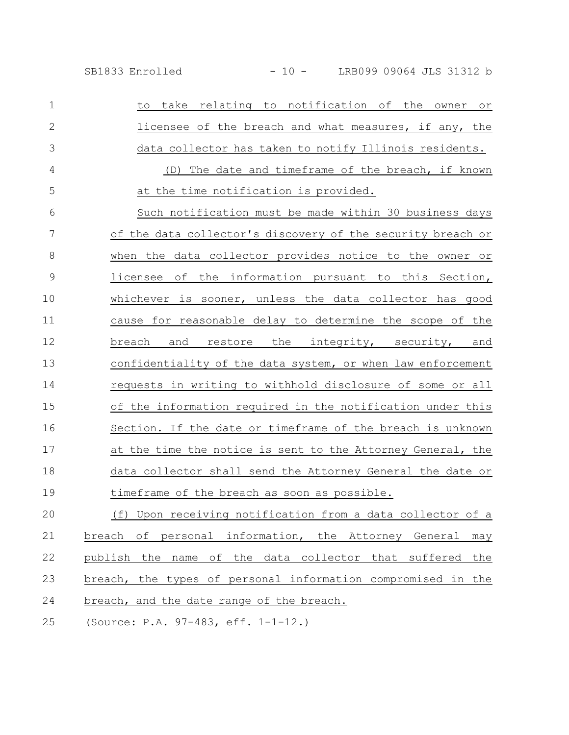to take relating to notification of the owner or licensee of the breach and what measures, if any, the data collector has taken to notify Illinois residents.

(D) The date and timeframe of the breach, if known at the time notification is provided.

Such notification must be made within 30 business days of the data collector's discovery of the security breach or when the data collector provides notice to the owner or licensee of the information pursuant to this Section, whichever is sooner, unless the data collector has good cause for reasonable delay to determine the scope of the breach and restore the integrity, security, and confidentiality of the data system, or when law enforcement requests in writing to withhold disclosure of some or all of the information required in the notification under this Section. If the date or timeframe of the breach is unknown at the time the notice is sent to the Attorney General, the data collector shall send the Attorney General the date or timeframe of the breach as soon as possible.

(f) Upon receiving notification from a data collector of a breach of personal information, the Attorney General may publish the name of the data collector that suffered the breach, the types of personal information compromised in the breach, and the date range of the breach.

(Source: P.A. 97-483, eff. 1-1-12.)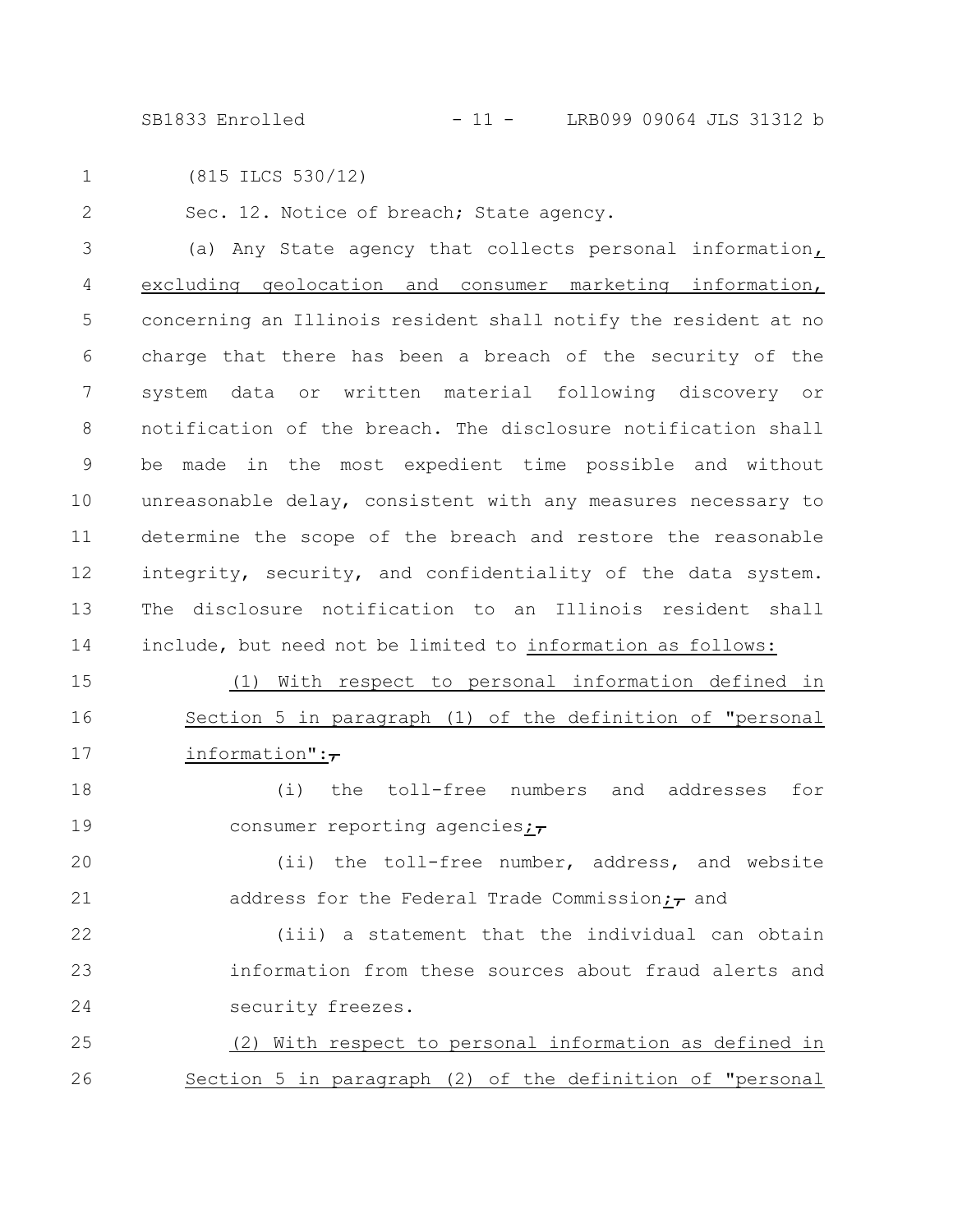(815 ILCS 530/12)

Sec. 12. Notice of breach; State agency.

(a) Any State agency that collects personal information, excluding geolocation and consumer marketing information, concerning an Illinois resident shall notify the resident at no charge that there has been a breach of the security of the system data or written material following discovery or notification of the breach. The disclosure notification shall be made in the most expedient time possible and without unreasonable delay, consistent with any measures necessary to determine the scope of the breach and restore the reasonable integrity, security, and confidentiality of the data system. The disclosure notification to an Illinois resident shall include, but need not be limited to information as follows:

(1) With respect to personal information defined in Section 5 in paragraph (1) of the definition of "personal information":,

(i) the toll-free numbers and addresses for consumer reporting agencies;,

(ii) the toll-free number, address, and website address for the Federal Trade Commission;, and

(iii) a statement that the individual can obtain information from these sources about fraud alerts and security freezes.

(2) With respect to personal information as defined in Section 5 in paragraph (2) of the definition of "personal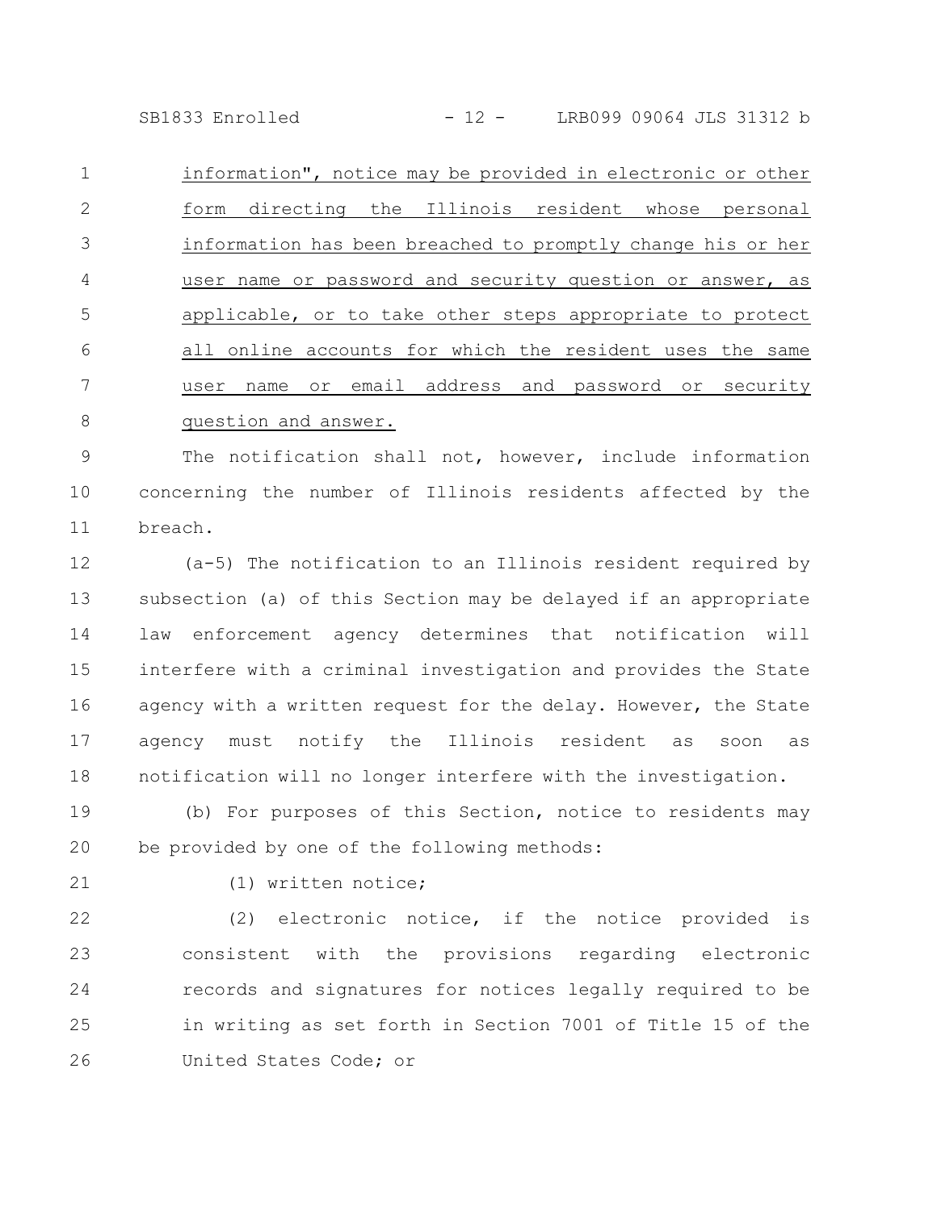information", notice may be provided in electronic or other form directing the Illinois resident whose personal information has been breached to promptly change his or her user name or password and security question or answer, as applicable, or to take other steps appropriate to protect all online accounts for which the resident uses the same user name or email address and password or security question and answer.

The notification shall not, however, include information concerning the number of Illinois residents affected by the breach.

(a-5) The notification to an Illinois resident required by subsection (a) of this Section may be delayed if an appropriate law enforcement agency determines that notification will interfere with a criminal investigation and provides the State agency with a written request for the delay. However, the State agency must notify the Illinois resident as soon as notification will no longer interfere with the investigation.

(b) For purposes of this Section, notice to residents may be provided by one of the following methods:

(1) written notice;

(2) electronic notice, if the notice provided is consistent with the provisions regarding electronic records and signatures for notices legally required to be in writing as set forth in Section 7001 of Title 15 of the United States Code; or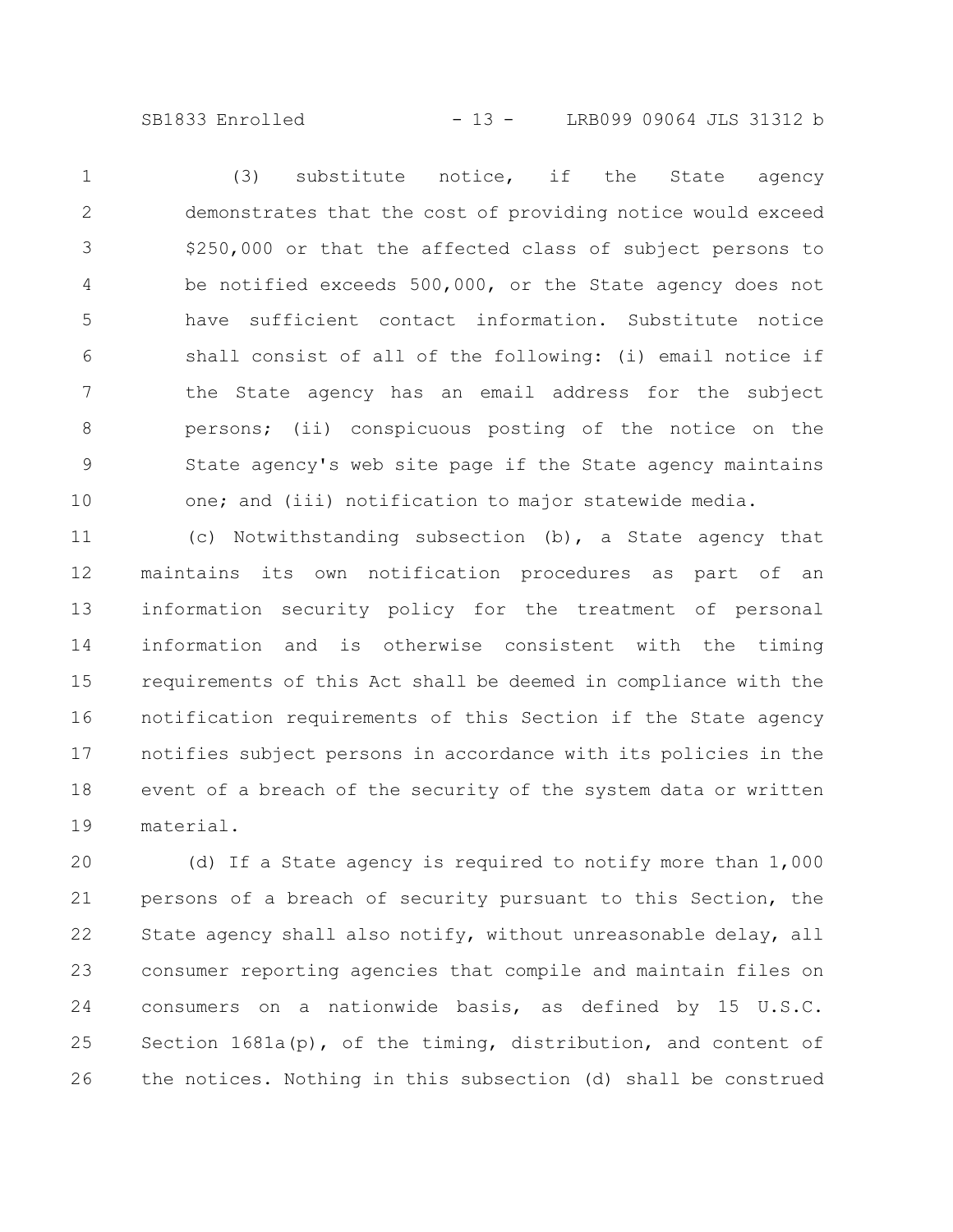(3) substitute notice, if the State agency demonstrates that the cost of providing notice would exceed $250,000 or that the affected class of subject persons to be notified exceeds 500,000, or the State agency does not have sufficient contact information. Substitute notice shall consist of all of the following: (i) email notice if the State agency has an email address for the subject persons; (ii) conspicuous posting of the notice on the State agency's web site page if the State agency maintains one; and (iii) notification to major statewide media.

(c) Notwithstanding subsection (b), a State agency that maintains its own notification procedures as part of an information security policy for the treatment of personal information and is otherwise consistent with the timing requirements of this Act shall be deemed in compliance with the notification requirements of this Section if the State agency notifies subject persons in accordance with its policies in the event of a breach of the security of the system data or written material.

(d) If a State agency is required to notify more than 1,000 persons of a breach of security pursuant to this Section, the State agency shall also notify, without unreasonable delay, all consumer reporting agencies that compile and maintain files on consumers on a nationwide basis, as defined by 15 U.S.C. Section 1681a(p), of the timing, distribution, and content of the notices. Nothing in this subsection (d) shall be construed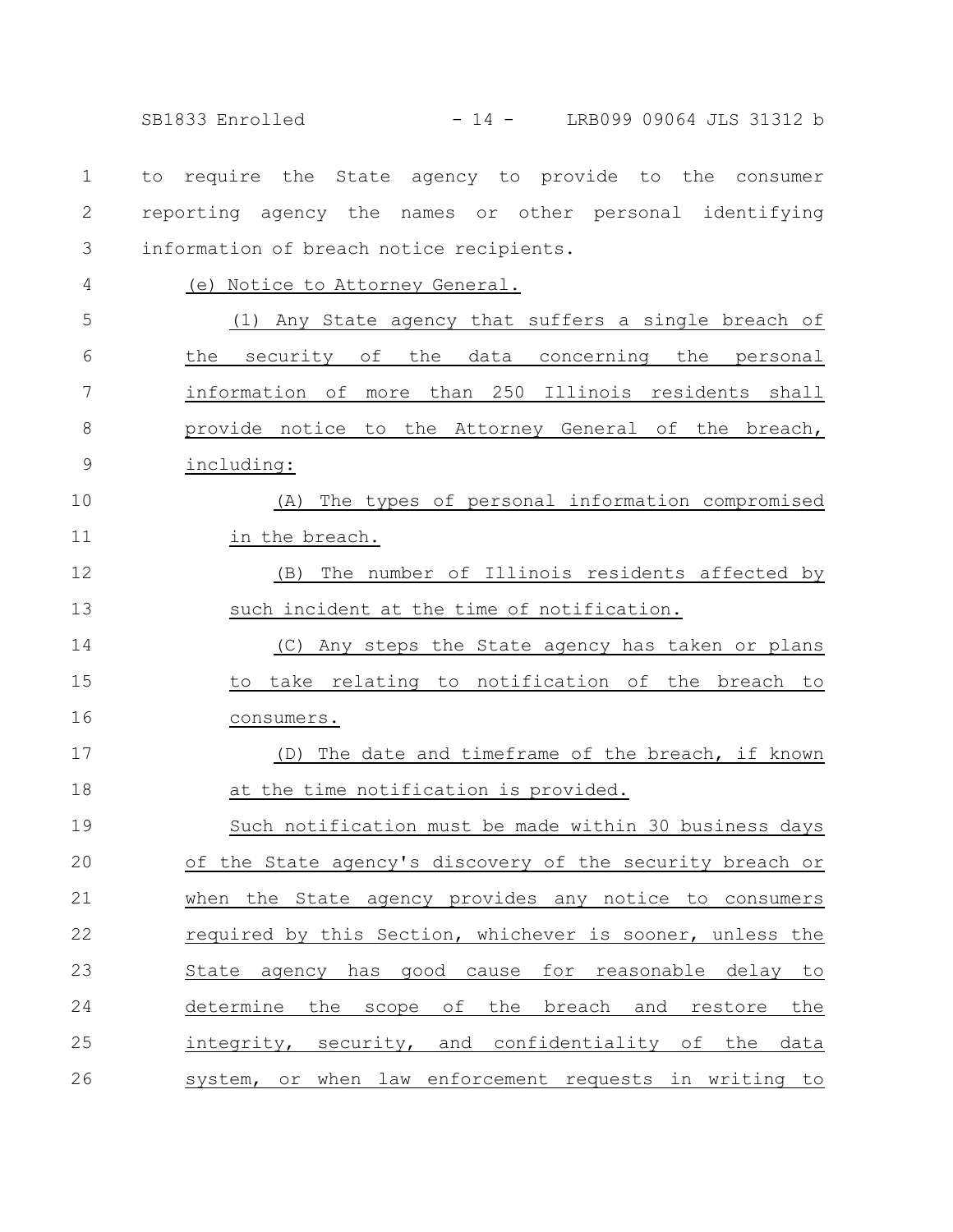to require the State agency to provide to the consumer reporting agency the names or other personal identifying information of breach notice recipients.

(e) Notice to Attorney General.

(1) Any State agency that suffers a single breach of the security of the data concerning the personal information of more than 250 Illinois residents shall provide notice to the Attorney General of the breach, including:

(A) The types of personal information compromised in the breach.

(B) The number of Illinois residents affected by such incident at the time of notification.

(C) Any steps the State agency has taken or plans to take relating to notification of the breach to consumers.

(D) The date and timeframe of the breach, if known at the time notification is provided.

Such notification must be made within 30 business days of the State agency's discovery of the security breach or when the State agency provides any notice to consumers required by this Section, whichever is sooner, unless the State agency has good cause for reasonable delay to determine the scope of the breach and restore the integrity, security, and confidentiality of the data system, or when law enforcement requests in writing to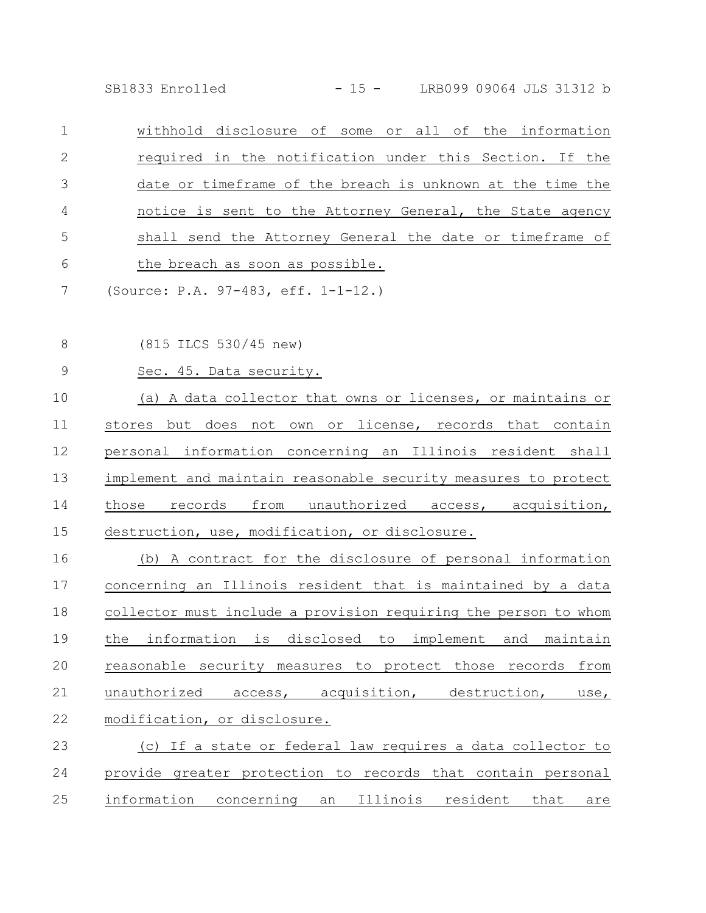withhold disclosure of some or all of the information required in the notification under this Section. If the date or timeframe of the breach is unknown at the time the notice is sent to the Attorney General, the State agency shall send the Attorney General the date or timeframe of the breach as soon as possible.

(Source: P.A. 97-483, eff. 1-1-12.)

(815 ILCS 530/45 new)

Sec. 45. Data security.

(a) A data collector that owns or licenses, or maintains or stores but does not own or license, records that contain personal information concerning an Illinois resident shall implement and maintain reasonable security measures to protect those records from unauthorized access, acquisition, destruction, use, modification, or disclosure.

(b) A contract for the disclosure of personal information concerning an Illinois resident that is maintained by a data collector must include a provision requiring the person to whom the information is disclosed to implement and maintain reasonable security measures to protect those records from unauthorized access, acquisition, destruction, use, modification, or disclosure.

(c) If a state or federal law requires a data collector to provide greater protection to records that contain personal information concerning an Illinois resident that are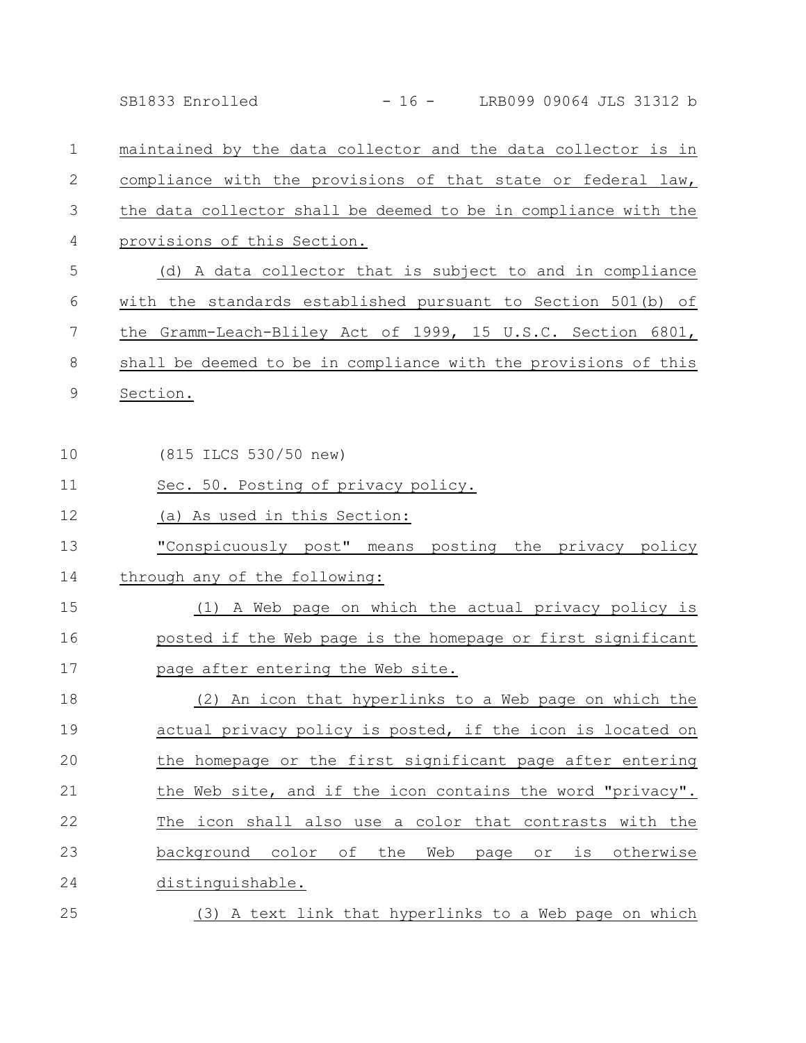maintained by the data collector and the data collector is in compliance with the provisions of that state or federal law, the data collector shall be deemed to be in compliance with the provisions of this Section.

(d) A data collector that is subject to and in compliance with the standards established pursuant to Section 501(b) of the Gramm-Leach-Bliley Act of 1999, 15 U.S.C. Section 6801, shall be deemed to be in compliance with the provisions of this Section.

(815 ILCS 530/50 new)

Sec. 50. Posting of privacy policy.

(a) As used in this Section:

"Conspicuously post" means posting the privacy policy through any of the following:

(1) A Web page on which the actual privacy policy is posted if the Web page is the homepage or first significant page after entering the Web site.

(2) An icon that hyperlinks to a Web page on which the actual privacy policy is posted, if the icon is located on the homepage or the first significant page after entering the Web site, and if the icon contains the word "privacy". The icon shall also use a color that contrasts with the background color of the Web page or is otherwise distinguishable.

(3) A text link that hyperlinks to a Web page on which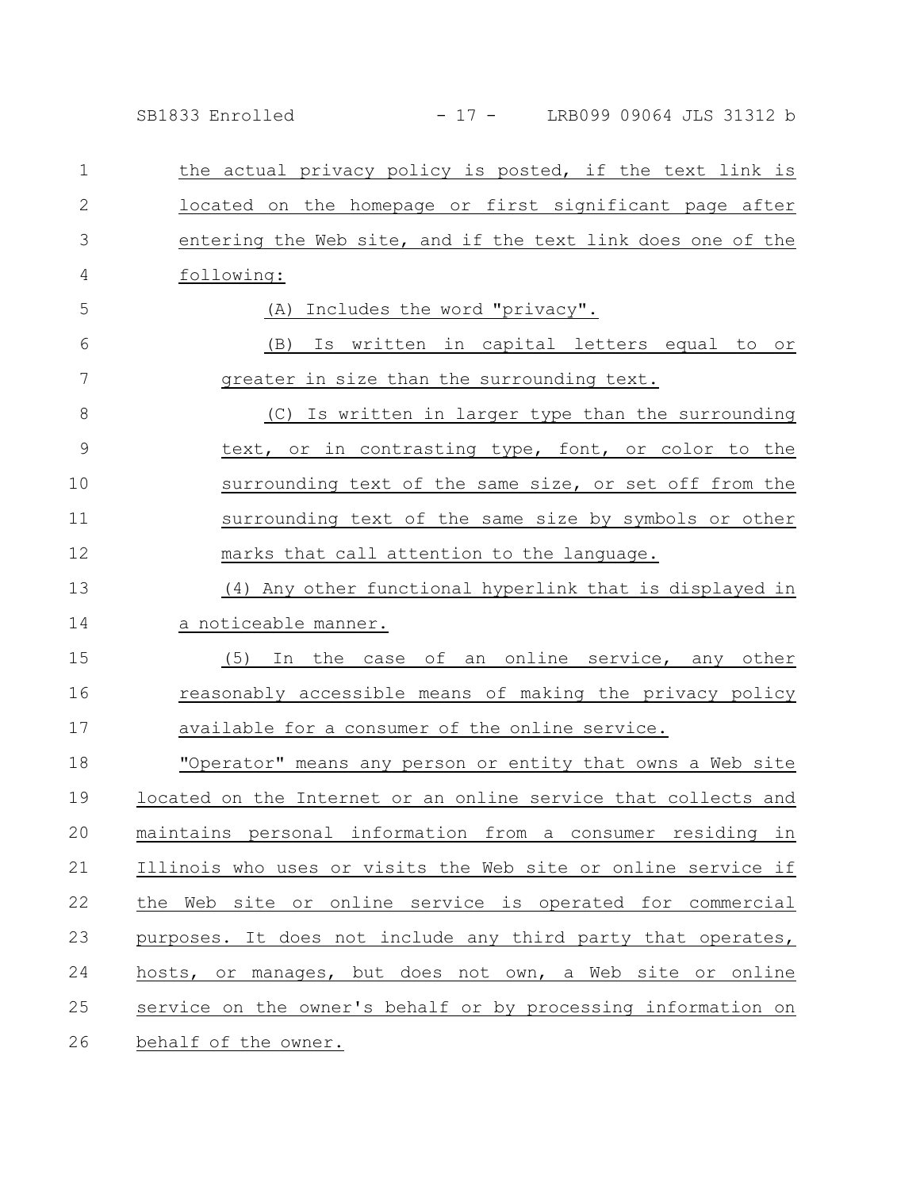the actual privacy policy is posted, if the text link is located on the homepage or first significant page after entering the Web site, and if the text link does one of the following:

(A) Includes the word "privacy".

(B) Is written in capital letters equal to or greater in size than the surrounding text.

(C) Is written in larger type than the surrounding text, or in contrasting type, font, or color to the surrounding text of the same size, or set off from the surrounding text of the same size by symbols or other marks that call attention to the language.

(4) Any other functional hyperlink that is displayed in a noticeable manner.

(5) In the case of an online service, any other reasonably accessible means of making the privacy policy available for a consumer of the online service.

"Operator" means any person or entity that owns a Web site located on the Internet or an online service that collects and maintains personal information from a consumer residing in Illinois who uses or visits the Web site or online service if the Web site or online service is operated for commercial purposes. It does not include any third party that operates, hosts, or manages, but does not own, a Web site or online service on the owner's behalf or by processing information on behalf of the owner.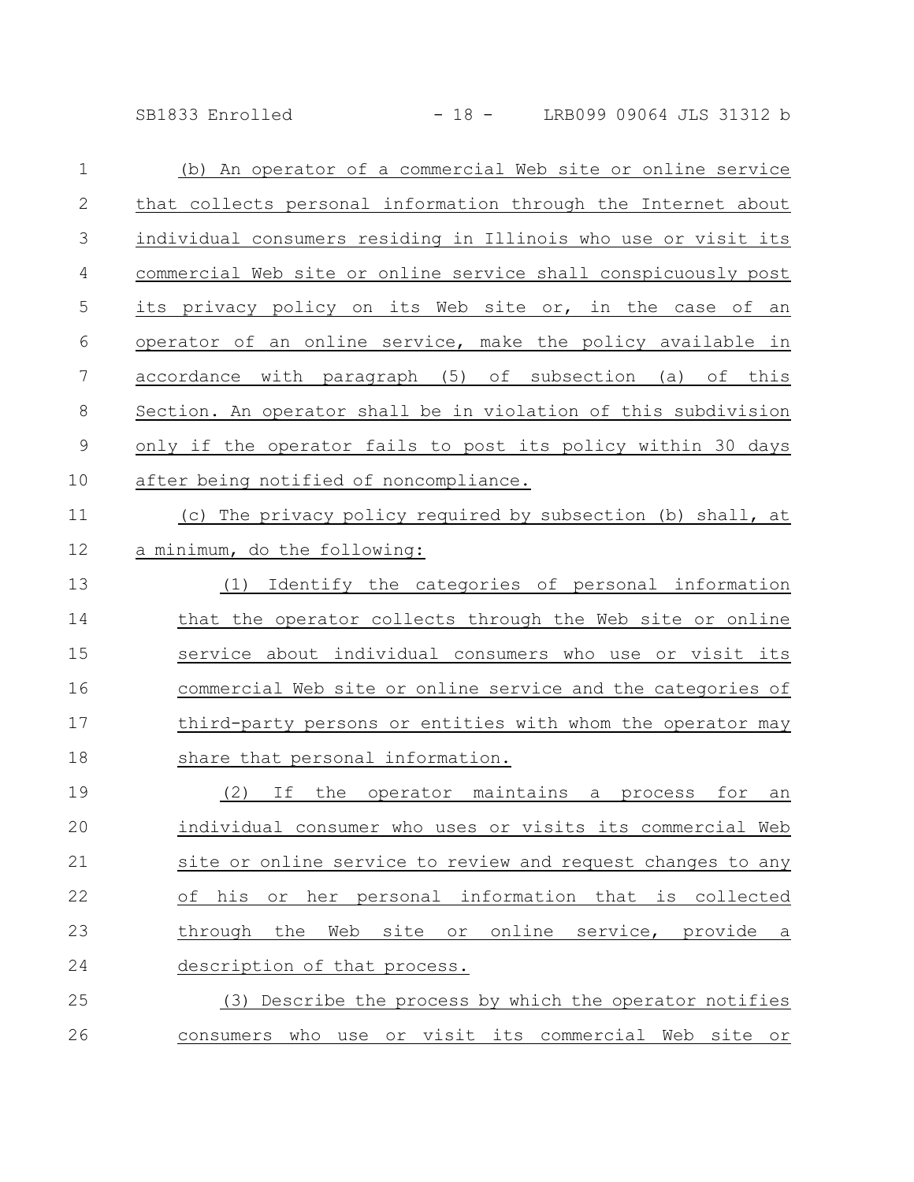(b) An operator of a commercial Web site or online service that collects personal information through the Internet about individual consumers residing in Illinois who use or visit its commercial Web site or online service shall conspicuously post its privacy policy on its Web site or, in the case of an operator of an online service, make the policy available in accordance with paragraph (5) of subsection (a) of this Section. An operator shall be in violation of this subdivision only if the operator fails to post its policy within 30 days after being notified of noncompliance.

(c) The privacy policy required by subsection (b) shall, at a minimum, do the following:

(1) Identify the categories of personal information that the operator collects through the Web site or online service about individual consumers who use or visit its commercial Web site or online service and the categories of third-party persons or entities with whom the operator may share that personal information.

(2) If the operator maintains a process for an individual consumer who uses or visits its commercial Web site or online service to review and request changes to any of his or her personal information that is collected through the Web site or online service, provide a description of that process.

(3) Describe the process by which the operator notifies consumers who use or visit its commercial Web site or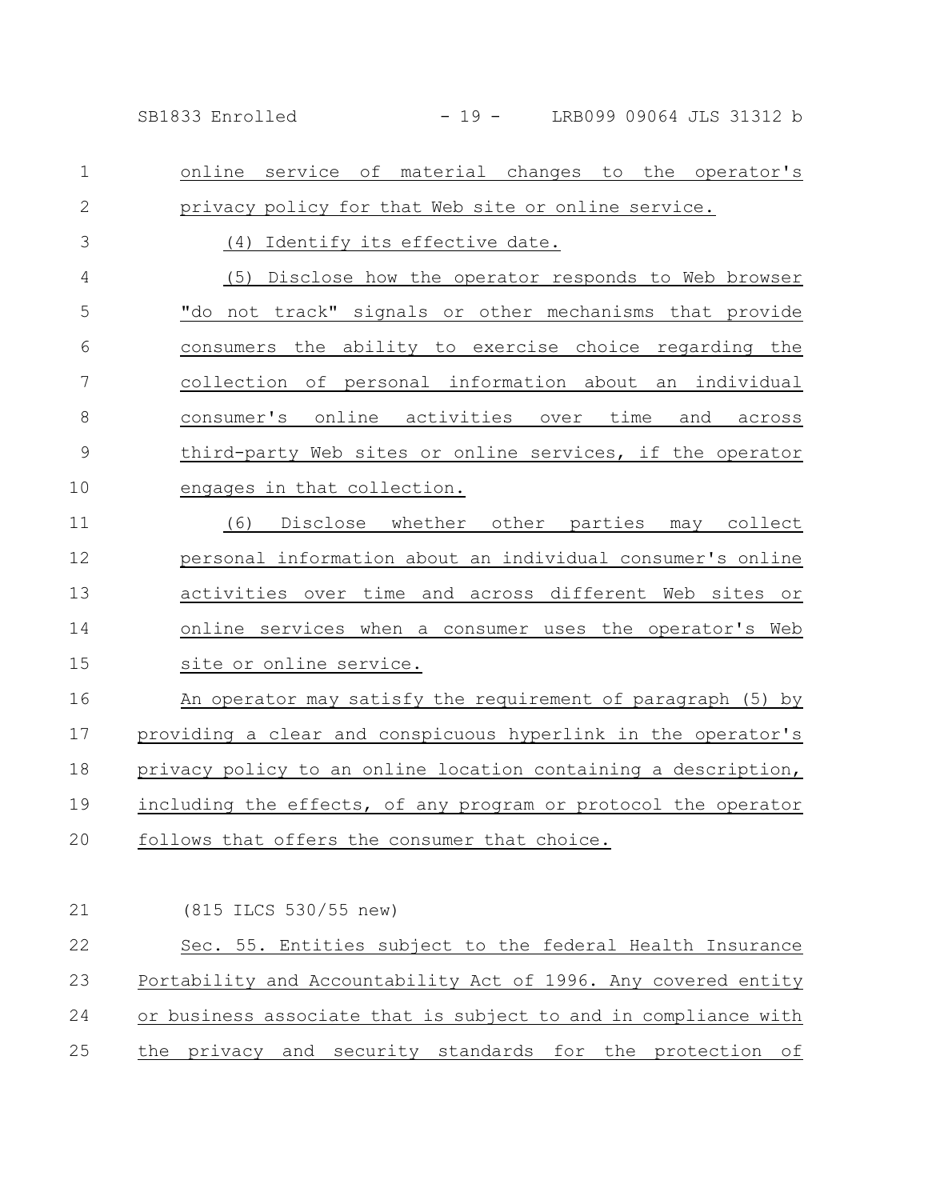online service of material changes to the operator's privacy policy for that Web site or online service.

(4) Identify its effective date.

(5) Disclose how the operator responds to Web browser "do not track" signals or other mechanisms that provide consumers the ability to exercise choice regarding the collection of personal information about an individual consumer's online activities over time and across third-party Web sites or online services, if the operator engages in that collection.

(6) Disclose whether other parties may collect personal information about an individual consumer's online activities over time and across different Web sites or online services when a consumer uses the operator's Web site or online service.

An operator may satisfy the requirement of paragraph (5) by providing a clear and conspicuous hyperlink in the operator's privacy policy to an online location containing a description, including the effects, of any program or protocol the operator follows that offers the consumer that choice.

(815 ILCS 530/55 new)

Sec. 55. Entities subject to the federal Health Insurance Portability and Accountability Act of 1996. Any covered entity or business associate that is subject to and in compliance with the privacy and security standards for the protection of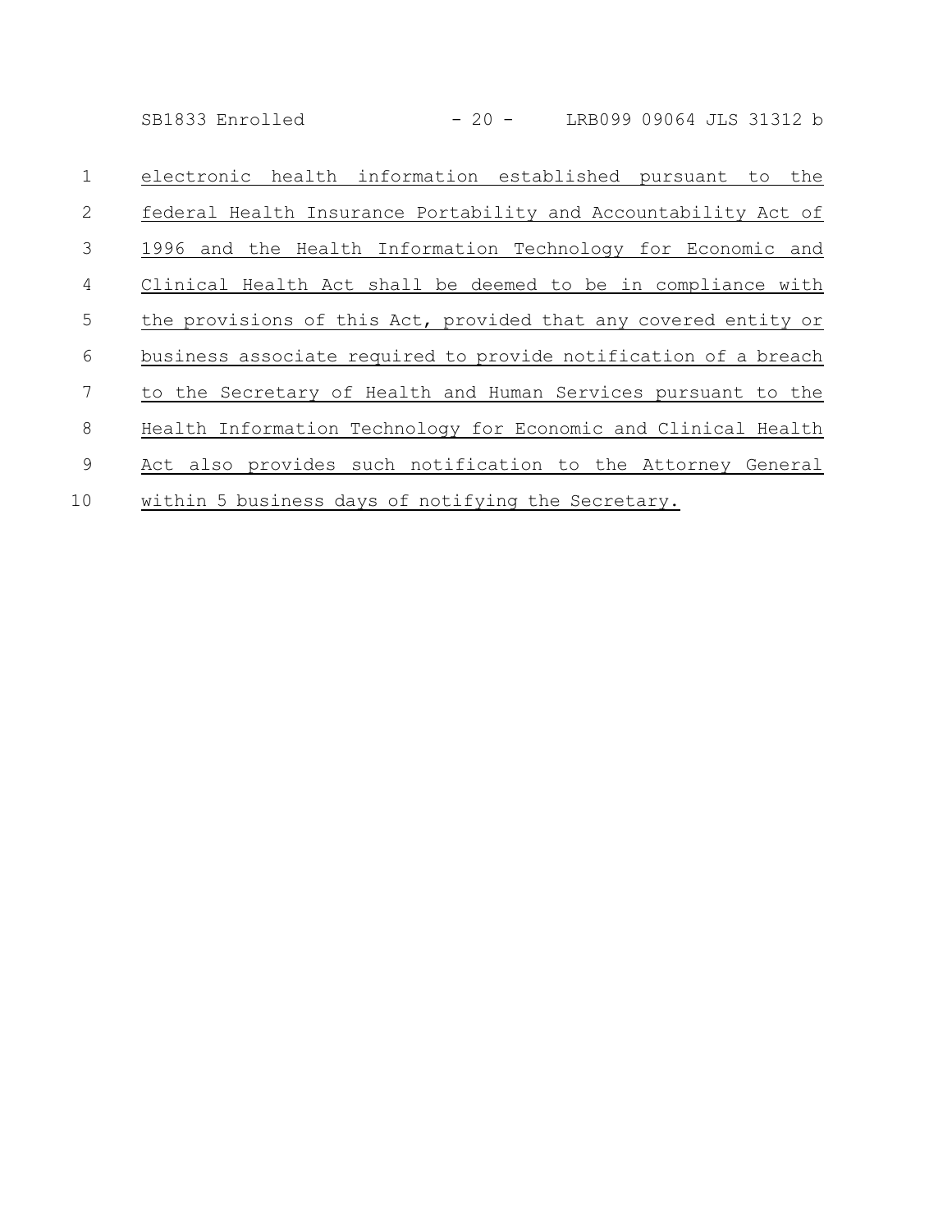electronic health information established pursuant to the federal Health Insurance Portability and Accountability Act of 1996 and the Health Information Technology for Economic and Clinical Health Act shall be deemed to be in compliance with the provisions of this Act, provided that any covered entity or business associate required to provide notification of a breach to the Secretary of Health and Human Services pursuant to the Health Information Technology for Economic and Clinical Health Act also provides such notification to the Attorney General within 5 business days of notifying the Secretary.